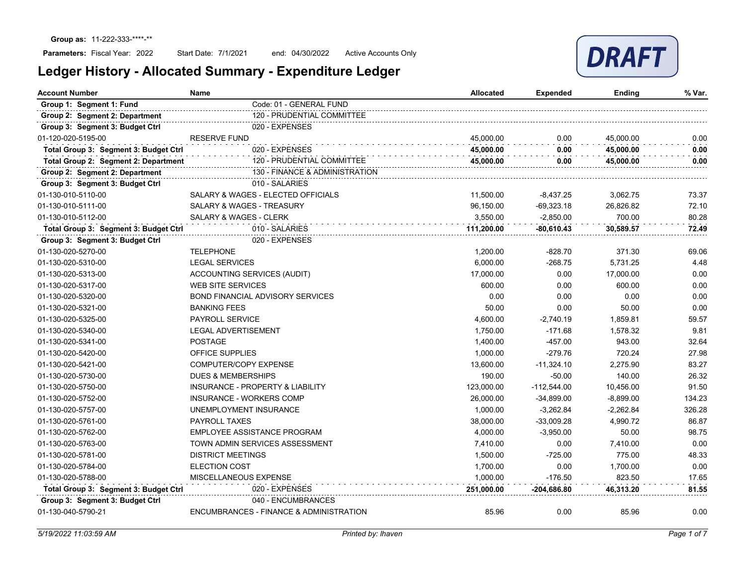**Group as:** 11-222-333-****-**

**Parameters:** Fiscal Year: 2022 Start Date: 7/1/2021 end: 04/30/2022 Active Accounts Only

DRAFT

# Ledger History - Allocated Summary - Expenditure Ledger

| Account Number | Name | | Allocated | Expended | Ending | % Var. |
|---|---|---|---|---|---|---|
| **Group 1: Segment 1: Fund** | | Code: 01 - GENERAL FUND | | | | |
| **Group 2: Segment 2: Department** | | 120 - PRUDENTIAL COMMITTEE | | | | |
| **Group 3: Segment 3: Budget Ctrl** | | 020 - EXPENSES | | | | |
| 01-120-020-5195-00 | RESERVE FUND | | 45,000.00 | 0.00 | 45,000.00 | 0.00 |
| **Total Group 3: Segment 3: Budget Ctrl** | | 020 - EXPENSES | **45,000.00** | **0.00** | **45,000.00** | **0.00** |
| **Total Group 2: Segment 2: Department** | | 120 - PRUDENTIAL COMMITTEE | **45,000.00** | **0.00** | **45,000.00** | **0.00** |
| **Group 2: Segment 2: Department** | | 130 - FINANCE & ADMINISTRATION | | | | |
| **Group 3: Segment 3: Budget Ctrl** | | 010 - SALARIES | | | | |
| 01-130-010-5110-00 | SALARY & WAGES - ELECTED OFFICIALS | | 11,500.00 | -8,437.25 | 3,062.75 | 73.37 |
| 01-130-010-5111-00 | SALARY & WAGES - TREASURY | | 96,150.00 | -69,323.18 | 26,826.82 | 72.10 |
| 01-130-010-5112-00 | SALARY & WAGES - CLERK | | 3,550.00 | -2,850.00 | 700.00 | 80.28 |
| **Total Group 3: Segment 3: Budget Ctrl** | | 010 - SALARIES | **111,200.00** | **-80,610.43** | **30,589.57** | **72.49** |
| **Group 3: Segment 3: Budget Ctrl** | | 020 - EXPENSES | | | | |
| 01-130-020-5270-00 | TELEPHONE | | 1,200.00 | -828.70 | 371.30 | 69.06 |
| 01-130-020-5310-00 | LEGAL SERVICES | | 6,000.00 | -268.75 | 5,731.25 | 4.48 |
| 01-130-020-5313-00 | ACCOUNTING SERVICES (AUDIT) | | 17,000.00 | 0.00 | 17,000.00 | 0.00 |
| 01-130-020-5317-00 | WEB SITE SERVICES | | 600.00 | 0.00 | 600.00 | 0.00 |
| 01-130-020-5320-00 | BOND FINANCIAL ADVISORY SERVICES | | 0.00 | 0.00 | 0.00 | 0.00 |
| 01-130-020-5321-00 | BANKING FEES | | 50.00 | 0.00 | 50.00 | 0.00 |
| 01-130-020-5325-00 | PAYROLL SERVICE | | 4,600.00 | -2,740.19 | 1,859.81 | 59.57 |
| 01-130-020-5340-00 | LEGAL ADVERTISEMENT | | 1,750.00 | -171.68 | 1,578.32 | 9.81 |
| 01-130-020-5341-00 | POSTAGE | | 1,400.00 | -457.00 | 943.00 | 32.64 |
| 01-130-020-5420-00 | OFFICE SUPPLIES | | 1,000.00 | -279.76 | 720.24 | 27.98 |
| 01-130-020-5421-00 | COMPUTER/COPY EXPENSE | | 13,600.00 | -11,324.10 | 2,275.90 | 83.27 |
| 01-130-020-5730-00 | DUES & MEMBERSHIPS | | 190.00 | -50.00 | 140.00 | 26.32 |
| 01-130-020-5750-00 | INSURANCE - PROPERTY & LIABILITY | | 123,000.00 | -112,544.00 | 10,456.00 | 91.50 |
| 01-130-020-5752-00 | INSURANCE - WORKERS COMP | | 26,000.00 | -34,899.00 | -8,899.00 | 134.23 |
| 01-130-020-5757-00 | UNEMPLOYMENT INSURANCE | | 1,000.00 | -3,262.84 | -2,262.84 | 326.28 |
| 01-130-020-5761-00 | PAYROLL TAXES | | 38,000.00 | -33,009.28 | 4,990.72 | 86.87 |
| 01-130-020-5762-00 | EMPLOYEE ASSISTANCE PROGRAM | | 4,000.00 | -3,950.00 | 50.00 | 98.75 |
| 01-130-020-5763-00 | TOWN ADMIN SERVICES ASSESSMENT | | 7,410.00 | 0.00 | 7,410.00 | 0.00 |
| 01-130-020-5781-00 | DISTRICT MEETINGS | | 1,500.00 | -725.00 | 775.00 | 48.33 |
| 01-130-020-5784-00 | ELECTION COST | | 1,700.00 | 0.00 | 1,700.00 | 0.00 |
| 01-130-020-5788-00 | MISCELLANEOUS EXPENSE | | 1,000.00 | -176.50 | 823.50 | 17.65 |
| **Total Group 3: Segment 3: Budget Ctrl** | | 020 - EXPENSES | **251,000.00** | **-204,686.80** | **46,313.20** | **81.55** |
| **Group 3: Segment 3: Budget Ctrl** | | 040 - ENCUMBRANCES | | | | |
| 01-130-040-5790-21 | ENCUMBRANCES - FINANCE & ADMINISTRATION | | 85.96 | 0.00 | 85.96 | 0.00 |

*5/19/2022 11:03:59 AM* *Printed by: lhaven*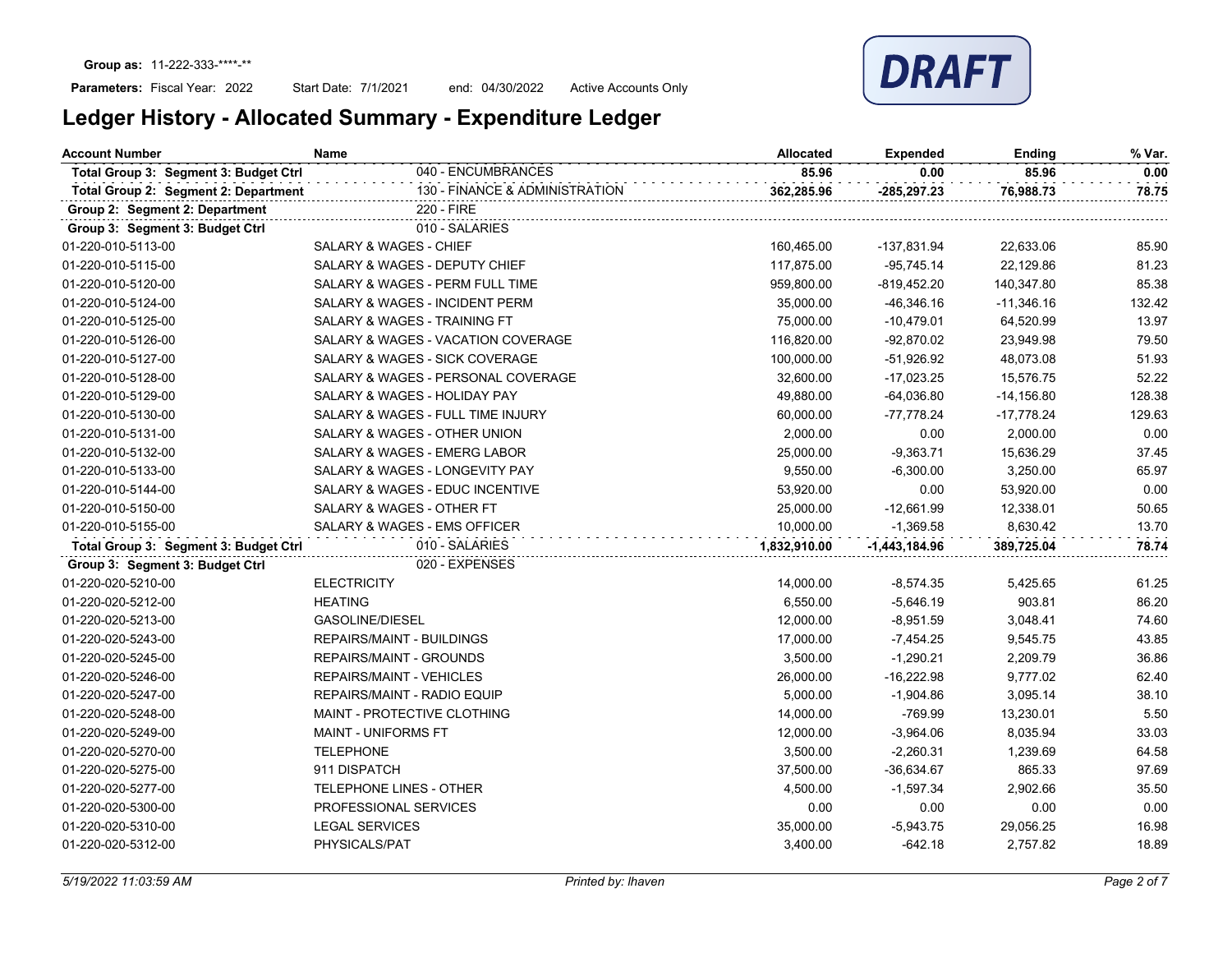**Group as:** 11-222-333-****-**

**Parameters:** Fiscal Year: 2022 Start Date: 7/1/2021 end: 04/30/2022 Active Accounts Only

DRAFT

# Ledger History - Allocated Summary - Expenditure Ledger

| Account Number | Name | Allocated | Expended | Ending | % Var. |
|---|---|---|---|---|---|
| **Total Group 3: Segment 3: Budget Ctrl** | 040 - ENCUMBRANCES | **85.96** | **0.00** | **85.96** | **0.00** |
| **Total Group 2: Segment 2: Department** | 130 - FINANCE & ADMINISTRATION | **362,285.96** | **-285,297.23** | **76,988.73** | **78.75** |
| **Group 2: Segment 2: Department** | 220 - FIRE | | | | |
| **Group 3: Segment 3: Budget Ctrl** | 010 - SALARIES | | | | |
| 01-220-010-5113-00 | SALARY & WAGES - CHIEF | 160,465.00 | -137,831.94 | 22,633.06 | 85.90 |
| 01-220-010-5115-00 | SALARY & WAGES - DEPUTY CHIEF | 117,875.00 | -95,745.14 | 22,129.86 | 81.23 |
| 01-220-010-5120-00 | SALARY & WAGES - PERM FULL TIME | 959,800.00 | -819,452.20 | 140,347.80 | 85.38 |
| 01-220-010-5124-00 | SALARY & WAGES - INCIDENT PERM | 35,000.00 | -46,346.16 | -11,346.16 | 132.42 |
| 01-220-010-5125-00 | SALARY & WAGES - TRAINING FT | 75,000.00 | -10,479.01 | 64,520.99 | 13.97 |
| 01-220-010-5126-00 | SALARY & WAGES - VACATION COVERAGE | 116,820.00 | -92,870.02 | 23,949.98 | 79.50 |
| 01-220-010-5127-00 | SALARY & WAGES - SICK COVERAGE | 100,000.00 | -51,926.92 | 48,073.08 | 51.93 |
| 01-220-010-5128-00 | SALARY & WAGES - PERSONAL COVERAGE | 32,600.00 | -17,023.25 | 15,576.75 | 52.22 |
| 01-220-010-5129-00 | SALARY & WAGES - HOLIDAY PAY | 49,880.00 | -64,036.80 | -14,156.80 | 128.38 |
| 01-220-010-5130-00 | SALARY & WAGES - FULL TIME INJURY | 60,000.00 | -77,778.24 | -17,778.24 | 129.63 |
| 01-220-010-5131-00 | SALARY & WAGES - OTHER UNION | 2,000.00 | 0.00 | 2,000.00 | 0.00 |
| 01-220-010-5132-00 | SALARY & WAGES - EMERG LABOR | 25,000.00 | -9,363.71 | 15,636.29 | 37.45 |
| 01-220-010-5133-00 | SALARY & WAGES - LONGEVITY PAY | 9,550.00 | -6,300.00 | 3,250.00 | 65.97 |
| 01-220-010-5144-00 | SALARY & WAGES - EDUC INCENTIVE | 53,920.00 | 0.00 | 53,920.00 | 0.00 |
| 01-220-010-5150-00 | SALARY & WAGES - OTHER FT | 25,000.00 | -12,661.99 | 12,338.01 | 50.65 |
| 01-220-010-5155-00 | SALARY & WAGES - EMS OFFICER | 10,000.00 | -1,369.58 | 8,630.42 | 13.70 |
| **Total Group 3: Segment 3: Budget Ctrl** | 010 - SALARIES | **1,832,910.00** | **-1,443,184.96** | **389,725.04** | **78.74** |
| **Group 3: Segment 3: Budget Ctrl** | 020 - EXPENSES | | | | |
| 01-220-020-5210-00 | ELECTRICITY | 14,000.00 | -8,574.35 | 5,425.65 | 61.25 |
| 01-220-020-5212-00 | HEATING | 6,550.00 | -5,646.19 | 903.81 | 86.20 |
| 01-220-020-5213-00 | GASOLINE/DIESEL | 12,000.00 | -8,951.59 | 3,048.41 | 74.60 |
| 01-220-020-5243-00 | REPAIRS/MAINT - BUILDINGS | 17,000.00 | -7,454.25 | 9,545.75 | 43.85 |
| 01-220-020-5245-00 | REPAIRS/MAINT - GROUNDS | 3,500.00 | -1,290.21 | 2,209.79 | 36.86 |
| 01-220-020-5246-00 | REPAIRS/MAINT - VEHICLES | 26,000.00 | -16,222.98 | 9,777.02 | 62.40 |
| 01-220-020-5247-00 | REPAIRS/MAINT - RADIO EQUIP | 5,000.00 | -1,904.86 | 3,095.14 | 38.10 |
| 01-220-020-5248-00 | MAINT - PROTECTIVE CLOTHING | 14,000.00 | -769.99 | 13,230.01 | 5.50 |
| 01-220-020-5249-00 | MAINT - UNIFORMS FT | 12,000.00 | -3,964.06 | 8,035.94 | 33.03 |
| 01-220-020-5270-00 | TELEPHONE | 3,500.00 | -2,260.31 | 1,239.69 | 64.58 |
| 01-220-020-5275-00 | 911 DISPATCH | 37,500.00 | -36,634.67 | 865.33 | 97.69 |
| 01-220-020-5277-00 | TELEPHONE LINES - OTHER | 4,500.00 | -1,597.34 | 2,902.66 | 35.50 |
| 01-220-020-5300-00 | PROFESSIONAL SERVICES | 0.00 | 0.00 | 0.00 | 0.00 |
| 01-220-020-5310-00 | LEGAL SERVICES | 35,000.00 | -5,943.75 | 29,056.25 | 16.98 |
| 01-220-020-5312-00 | PHYSICALS/PAT | 3,400.00 | -642.18 | 2,757.82 | 18.89 |

*5/19/2022 11:03:59 AM* *Printed by: lhaven*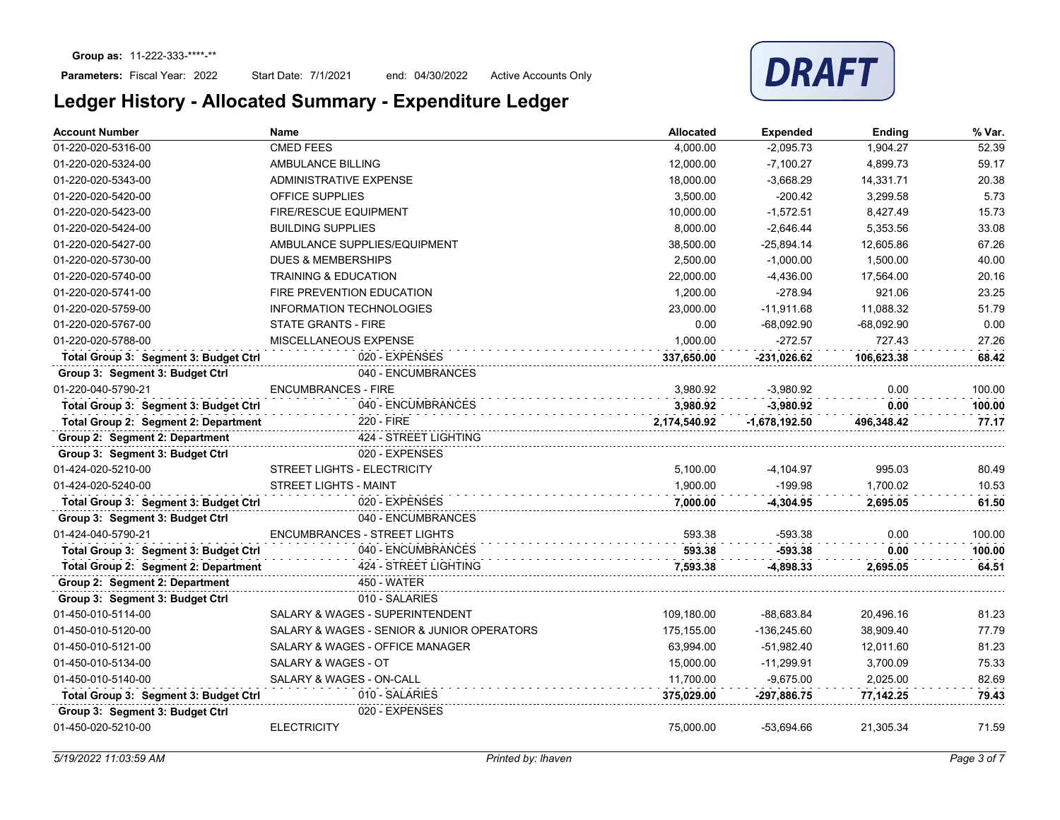**Group as:** 11-222-333-****-**

**Parameters:** Fiscal Year: 2022 Start Date: 7/1/2021 end: 04/30/2022 Active Accounts Only

DRAFT

# Ledger History - Allocated Summary - Expenditure Ledger

| Account Number | Name | Allocated | Expended | Ending | % Var. |
|---|---|---|---|---|---|
| 01-220-020-5316-00 | CMED FEES | 4,000.00 | -2,095.73 | 1,904.27 | 52.39 |
| 01-220-020-5324-00 | AMBULANCE BILLING | 12,000.00 | -7,100.27 | 4,899.73 | 59.17 |
| 01-220-020-5343-00 | ADMINISTRATIVE EXPENSE | 18,000.00 | -3,668.29 | 14,331.71 | 20.38 |
| 01-220-020-5420-00 | OFFICE SUPPLIES | 3,500.00 | -200.42 | 3,299.58 | 5.73 |
| 01-220-020-5423-00 | FIRE/RESCUE EQUIPMENT | 10,000.00 | -1,572.51 | 8,427.49 | 15.73 |
| 01-220-020-5424-00 | BUILDING SUPPLIES | 8,000.00 | -2,646.44 | 5,353.56 | 33.08 |
| 01-220-020-5427-00 | AMBULANCE SUPPLIES/EQUIPMENT | 38,500.00 | -25,894.14 | 12,605.86 | 67.26 |
| 01-220-020-5730-00 | DUES & MEMBERSHIPS | 2,500.00 | -1,000.00 | 1,500.00 | 40.00 |
| 01-220-020-5740-00 | TRAINING & EDUCATION | 22,000.00 | -4,436.00 | 17,564.00 | 20.16 |
| 01-220-020-5741-00 | FIRE PREVENTION EDUCATION | 1,200.00 | -278.94 | 921.06 | 23.25 |
| 01-220-020-5759-00 | INFORMATION TECHNOLOGIES | 23,000.00 | -11,911.68 | 11,088.32 | 51.79 |
| 01-220-020-5767-00 | STATE GRANTS - FIRE | 0.00 | -68,092.90 | -68,092.90 | 0.00 |
| 01-220-020-5788-00 | MISCELLANEOUS EXPENSE | 1,000.00 | -272.57 | 727.43 | 27.26 |
| **Total Group 3: Segment 3: Budget Ctrl** | 020 - EXPENSES | **337,650.00** | **-231,026.62** | **106,623.38** | **68.42** |
| **Group 3: Segment 3: Budget Ctrl** | 040 - ENCUMBRANCES | | | | |
| 01-220-040-5790-21 | ENCUMBRANCES - FIRE | 3,980.92 | -3,980.92 | 0.00 | 100.00 |
| **Total Group 3: Segment 3: Budget Ctrl** | 040 - ENCUMBRANCES | **3,980.92** | **-3,980.92** | **0.00** | **100.00** |
| **Total Group 2: Segment 2: Department** | 220 - FIRE | **2,174,540.92** | **-1,678,192.50** | **496,348.42** | **77.17** |
| **Group 2: Segment 2: Department** | 424 - STREET LIGHTING | | | | |
| **Group 3: Segment 3: Budget Ctrl** | 020 - EXPENSES | | | | |
| 01-424-020-5210-00 | STREET LIGHTS - ELECTRICITY | 5,100.00 | -4,104.97 | 995.03 | 80.49 |
| 01-424-020-5240-00 | STREET LIGHTS - MAINT | 1,900.00 | -199.98 | 1,700.02 | 10.53 |
| **Total Group 3: Segment 3: Budget Ctrl** | 020 - EXPENSES | **7,000.00** | **-4,304.95** | **2,695.05** | **61.50** |
| **Group 3: Segment 3: Budget Ctrl** | 040 - ENCUMBRANCES | | | | |
| 01-424-040-5790-21 | ENCUMBRANCES - STREET LIGHTS | 593.38 | -593.38 | 0.00 | 100.00 |
| **Total Group 3: Segment 3: Budget Ctrl** | 040 - ENCUMBRANCES | **593.38** | **-593.38** | **0.00** | **100.00** |
| **Total Group 2: Segment 2: Department** | 424 - STREET LIGHTING | **7,593.38** | **-4,898.33** | **2,695.05** | **64.51** |
| **Group 2: Segment 2: Department** | 450 - WATER | | | | |
| **Group 3: Segment 3: Budget Ctrl** | 010 - SALARIES | | | | |
| 01-450-010-5114-00 | SALARY & WAGES - SUPERINTENDENT | 109,180.00 | -88,683.84 | 20,496.16 | 81.23 |
| 01-450-010-5120-00 | SALARY & WAGES - SENIOR & JUNIOR OPERATORS | 175,155.00 | -136,245.60 | 38,909.40 | 77.79 |
| 01-450-010-5121-00 | SALARY & WAGES - OFFICE MANAGER | 63,994.00 | -51,982.40 | 12,011.60 | 81.23 |
| 01-450-010-5134-00 | SALARY & WAGES - OT | 15,000.00 | -11,299.91 | 3,700.09 | 75.33 |
| 01-450-010-5140-00 | SALARY & WAGES - ON-CALL | 11,700.00 | -9,675.00 | 2,025.00 | 82.69 |
| **Total Group 3: Segment 3: Budget Ctrl** | 010 - SALARIES | **375,029.00** | **-297,886.75** | **77,142.25** | **79.43** |
| **Group 3: Segment 3: Budget Ctrl** | 020 - EXPENSES | | | | |
| 01-450-020-5210-00 | ELECTRICITY | 75,000.00 | -53,694.66 | 21,305.34 | 71.59 |

*5/19/2022 11:03:59 AM* *Printed by: lhaven*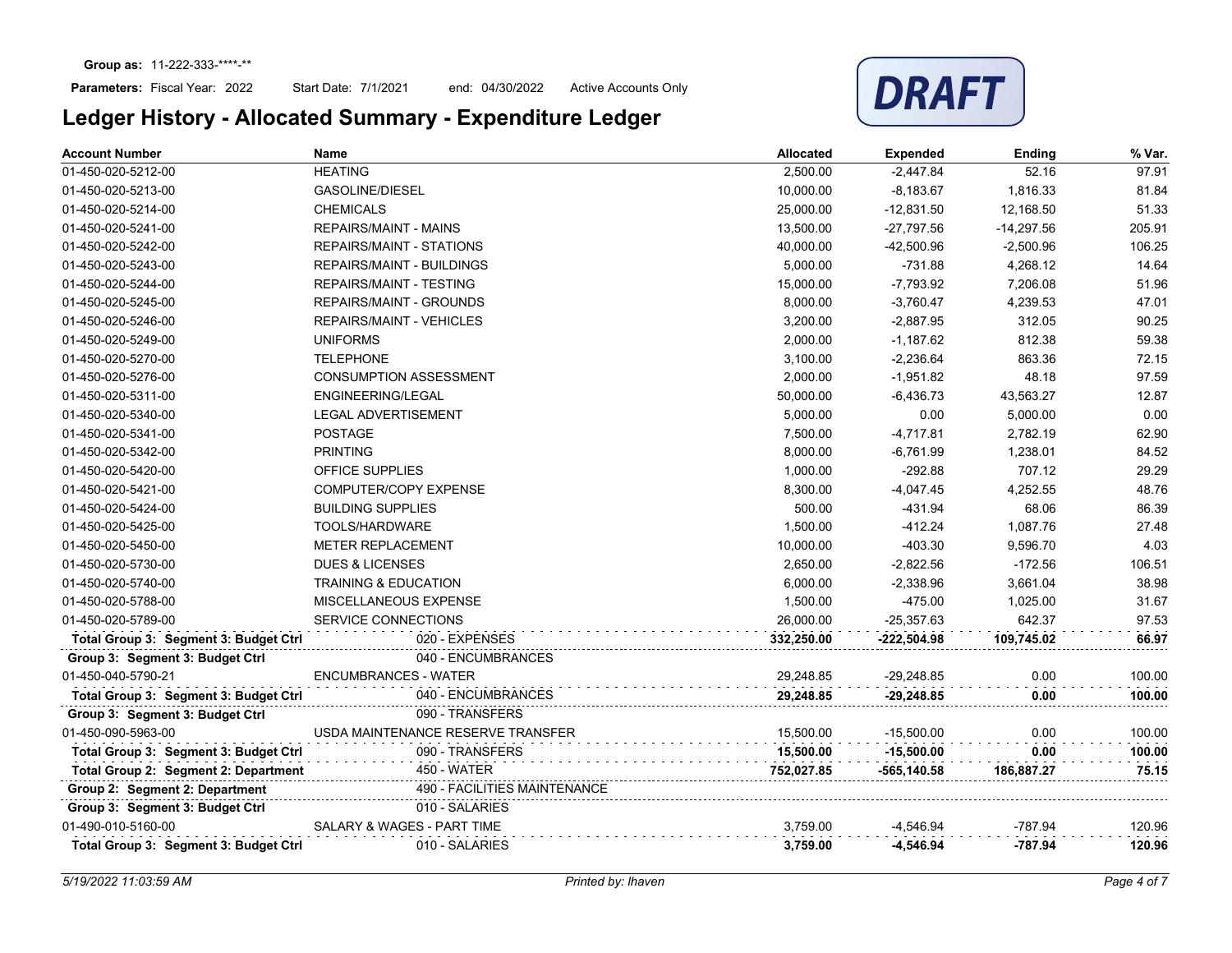**Group as:** 11-222-333-****-**

**Parameters:** Fiscal Year: 2022 Start Date: 7/1/2021 end: 04/30/2022 Active Accounts Only

DRAFT

# Ledger History - Allocated Summary - Expenditure Ledger

| Account Number | Name | Allocated | Expended | Ending | % Var. |
|---|---|---|---|---|---|
| 01-450-020-5212-00 | HEATING | 2,500.00 | -2,447.84 | 52.16 | 97.91 |
| 01-450-020-5213-00 | GASOLINE/DIESEL | 10,000.00 | -8,183.67 | 1,816.33 | 81.84 |
| 01-450-020-5214-00 | CHEMICALS | 25,000.00 | -12,831.50 | 12,168.50 | 51.33 |
| 01-450-020-5241-00 | REPAIRS/MAINT - MAINS | 13,500.00 | -27,797.56 | -14,297.56 | 205.91 |
| 01-450-020-5242-00 | REPAIRS/MAINT - STATIONS | 40,000.00 | -42,500.96 | -2,500.96 | 106.25 |
| 01-450-020-5243-00 | REPAIRS/MAINT - BUILDINGS | 5,000.00 | -731.88 | 4,268.12 | 14.64 |
| 01-450-020-5244-00 | REPAIRS/MAINT - TESTING | 15,000.00 | -7,793.92 | 7,206.08 | 51.96 |
| 01-450-020-5245-00 | REPAIRS/MAINT - GROUNDS | 8,000.00 | -3,760.47 | 4,239.53 | 47.01 |
| 01-450-020-5246-00 | REPAIRS/MAINT - VEHICLES | 3,200.00 | -2,887.95 | 312.05 | 90.25 |
| 01-450-020-5249-00 | UNIFORMS | 2,000.00 | -1,187.62 | 812.38 | 59.38 |
| 01-450-020-5270-00 | TELEPHONE | 3,100.00 | -2,236.64 | 863.36 | 72.15 |
| 01-450-020-5276-00 | CONSUMPTION ASSESSMENT | 2,000.00 | -1,951.82 | 48.18 | 97.59 |
| 01-450-020-5311-00 | ENGINEERING/LEGAL | 50,000.00 | -6,436.73 | 43,563.27 | 12.87 |
| 01-450-020-5340-00 | LEGAL ADVERTISEMENT | 5,000.00 | 0.00 | 5,000.00 | 0.00 |
| 01-450-020-5341-00 | POSTAGE | 7,500.00 | -4,717.81 | 2,782.19 | 62.90 |
| 01-450-020-5342-00 | PRINTING | 8,000.00 | -6,761.99 | 1,238.01 | 84.52 |
| 01-450-020-5420-00 | OFFICE SUPPLIES | 1,000.00 | -292.88 | 707.12 | 29.29 |
| 01-450-020-5421-00 | COMPUTER/COPY EXPENSE | 8,300.00 | -4,047.45 | 4,252.55 | 48.76 |
| 01-450-020-5424-00 | BUILDING SUPPLIES | 500.00 | -431.94 | 68.06 | 86.39 |
| 01-450-020-5425-00 | TOOLS/HARDWARE | 1,500.00 | -412.24 | 1,087.76 | 27.48 |
| 01-450-020-5450-00 | METER REPLACEMENT | 10,000.00 | -403.30 | 9,596.70 | 4.03 |
| 01-450-020-5730-00 | DUES & LICENSES | 2,650.00 | -2,822.56 | -172.56 | 106.51 |
| 01-450-020-5740-00 | TRAINING & EDUCATION | 6,000.00 | -2,338.96 | 3,661.04 | 38.98 |
| 01-450-020-5788-00 | MISCELLANEOUS EXPENSE | 1,500.00 | -475.00 | 1,025.00 | 31.67 |
| 01-450-020-5789-00 | SERVICE CONNECTIONS | 26,000.00 | -25,357.63 | 642.37 | 97.53 |
| **Total Group 3: Segment 3: Budget Ctrl** | 020 - EXPENSES | **332,250.00** | **-222,504.98** | **109,745.02** | **66.97** |
| **Group 3: Segment 3: Budget Ctrl** | 040 - ENCUMBRANCES | | | | |
| 01-450-040-5790-21 | ENCUMBRANCES - WATER | 29,248.85 | -29,248.85 | 0.00 | 100.00 |
| **Total Group 3: Segment 3: Budget Ctrl** | 040 - ENCUMBRANCES | **29,248.85** | **-29,248.85** | **0.00** | **100.00** |
| **Group 3: Segment 3: Budget Ctrl** | 090 - TRANSFERS | | | | |
| 01-450-090-5963-00 | USDA MAINTENANCE RESERVE TRANSFER | 15,500.00 | -15,500.00 | 0.00 | 100.00 |
| **Total Group 3: Segment 3: Budget Ctrl** | 090 - TRANSFERS | **15,500.00** | **-15,500.00** | **0.00** | **100.00** |
| **Total Group 2: Segment 2: Department** | 450 - WATER | **752,027.85** | **-565,140.58** | **186,887.27** | **75.15** |
| **Group 2: Segment 2: Department** | 490 - FACILITIES MAINTENANCE | | | | |
| **Group 3: Segment 3: Budget Ctrl** | 010 - SALARIES | | | | |
| 01-490-010-5160-00 | SALARY & WAGES - PART TIME | 3,759.00 | -4,546.94 | -787.94 | 120.96 |
| **Total Group 3: Segment 3: Budget Ctrl** | 010 - SALARIES | **3,759.00** | **-4,546.94** | **-787.94** | **120.96** |

*5/19/2022 11:03:59 AM* *Printed by: lhaven*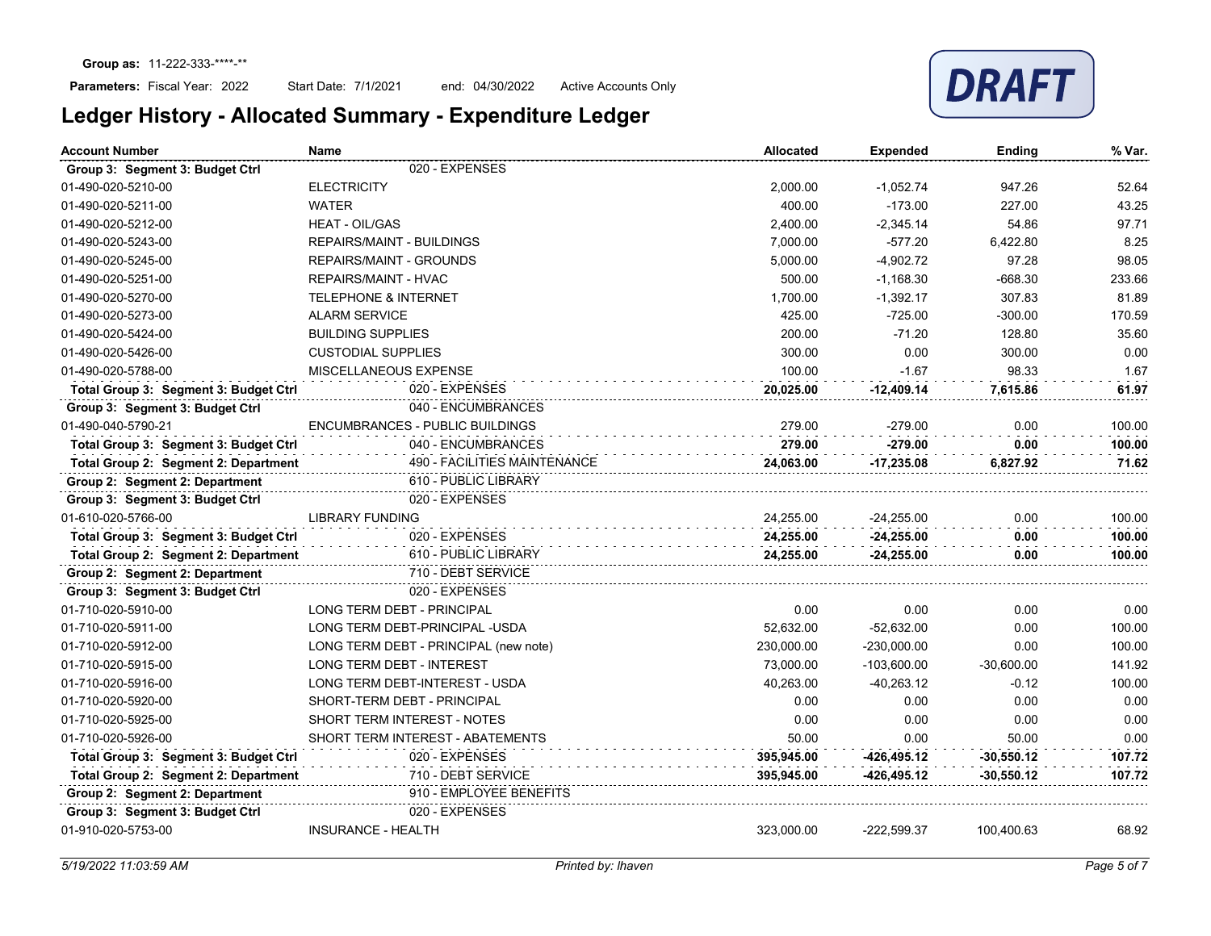**Group as:** 11-222-333-****-**

**Parameters:** Fiscal Year: 2022 Start Date: 7/1/2021 end: 04/30/2022 Active Accounts Only

DRAFT

# Ledger History - Allocated Summary - Expenditure Ledger

| Account Number | Name | Allocated | Expended | Ending | % Var. |
|---|---|---|---|---|---|
| **Group 3: Segment 3: Budget Ctrl** | 020 - EXPENSES | | | | |
| 01-490-020-5210-00 | ELECTRICITY | 2,000.00 | -1,052.74 | 947.26 | 52.64 |
| 01-490-020-5211-00 | WATER | 400.00 | -173.00 | 227.00 | 43.25 |
| 01-490-020-5212-00 | HEAT - OIL/GAS | 2,400.00 | -2,345.14 | 54.86 | 97.71 |
| 01-490-020-5243-00 | REPAIRS/MAINT - BUILDINGS | 7,000.00 | -577.20 | 6,422.80 | 8.25 |
| 01-490-020-5245-00 | REPAIRS/MAINT - GROUNDS | 5,000.00 | -4,902.72 | 97.28 | 98.05 |
| 01-490-020-5251-00 | REPAIRS/MAINT - HVAC | 500.00 | -1,168.30 | -668.30 | 233.66 |
| 01-490-020-5270-00 | TELEPHONE & INTERNET | 1,700.00 | -1,392.17 | 307.83 | 81.89 |
| 01-490-020-5273-00 | ALARM SERVICE | 425.00 | -725.00 | -300.00 | 170.59 |
| 01-490-020-5424-00 | BUILDING SUPPLIES | 200.00 | -71.20 | 128.80 | 35.60 |
| 01-490-020-5426-00 | CUSTODIAL SUPPLIES | 300.00 | 0.00 | 300.00 | 0.00 |
| 01-490-020-5788-00 | MISCELLANEOUS EXPENSE | 100.00 | -1.67 | 98.33 | 1.67 |
| **Total Group 3: Segment 3: Budget Ctrl** | 020 - EXPENSES | **20,025.00** | **-12,409.14** | **7,615.86** | **61.97** |
| **Group 3: Segment 3: Budget Ctrl** | 040 - ENCUMBRANCES | | | | |
| 01-490-040-5790-21 | ENCUMBRANCES - PUBLIC BUILDINGS | 279.00 | -279.00 | 0.00 | 100.00 |
| **Total Group 3: Segment 3: Budget Ctrl** | 040 - ENCUMBRANCES | **279.00** | **-279.00** | **0.00** | **100.00** |
| **Total Group 2: Segment 2: Department** | 490 - FACILITIES MAINTENANCE | **24,063.00** | **-17,235.08** | **6,827.92** | **71.62** |
| **Group 2: Segment 2: Department** | 610 - PUBLIC LIBRARY | | | | |
| **Group 3: Segment 3: Budget Ctrl** | 020 - EXPENSES | | | | |
| 01-610-020-5766-00 | LIBRARY FUNDING | 24,255.00 | -24,255.00 | 0.00 | 100.00 |
| **Total Group 3: Segment 3: Budget Ctrl** | 020 - EXPENSES | **24,255.00** | **-24,255.00** | **0.00** | **100.00** |
| **Total Group 2: Segment 2: Department** | 610 - PUBLIC LIBRARY | **24,255.00** | **-24,255.00** | **0.00** | **100.00** |
| **Group 2: Segment 2: Department** | 710 - DEBT SERVICE | | | | |
| **Group 3: Segment 3: Budget Ctrl** | 020 - EXPENSES | | | | |
| 01-710-020-5910-00 | LONG TERM DEBT - PRINCIPAL | 0.00 | 0.00 | 0.00 | 0.00 |
| 01-710-020-5911-00 | LONG TERM DEBT-PRINCIPAL -USDA | 52,632.00 | -52,632.00 | 0.00 | 100.00 |
| 01-710-020-5912-00 | LONG TERM DEBT - PRINCIPAL (new note) | 230,000.00 | -230,000.00 | 0.00 | 100.00 |
| 01-710-020-5915-00 | LONG TERM DEBT - INTEREST | 73,000.00 | -103,600.00 | -30,600.00 | 141.92 |
| 01-710-020-5916-00 | LONG TERM DEBT-INTEREST - USDA | 40,263.00 | -40,263.12 | -0.12 | 100.00 |
| 01-710-020-5920-00 | SHORT-TERM DEBT - PRINCIPAL | 0.00 | 0.00 | 0.00 | 0.00 |
| 01-710-020-5925-00 | SHORT TERM INTEREST - NOTES | 0.00 | 0.00 | 0.00 | 0.00 |
| 01-710-020-5926-00 | SHORT TERM INTEREST - ABATEMENTS | 50.00 | 0.00 | 50.00 | 0.00 |
| **Total Group 3: Segment 3: Budget Ctrl** | 020 - EXPENSES | **395,945.00** | **-426,495.12** | **-30,550.12** | **107.72** |
| **Total Group 2: Segment 2: Department** | 710 - DEBT SERVICE | **395,945.00** | **-426,495.12** | **-30,550.12** | **107.72** |
| **Group 2: Segment 2: Department** | 910 - EMPLOYEE BENEFITS | | | | |
| **Group 3: Segment 3: Budget Ctrl** | 020 - EXPENSES | | | | |
| 01-910-020-5753-00 | INSURANCE - HEALTH | 323,000.00 | -222,599.37 | 100,400.63 | 68.92 |

*5/19/2022 11:03:59 AM* *Printed by: lhaven*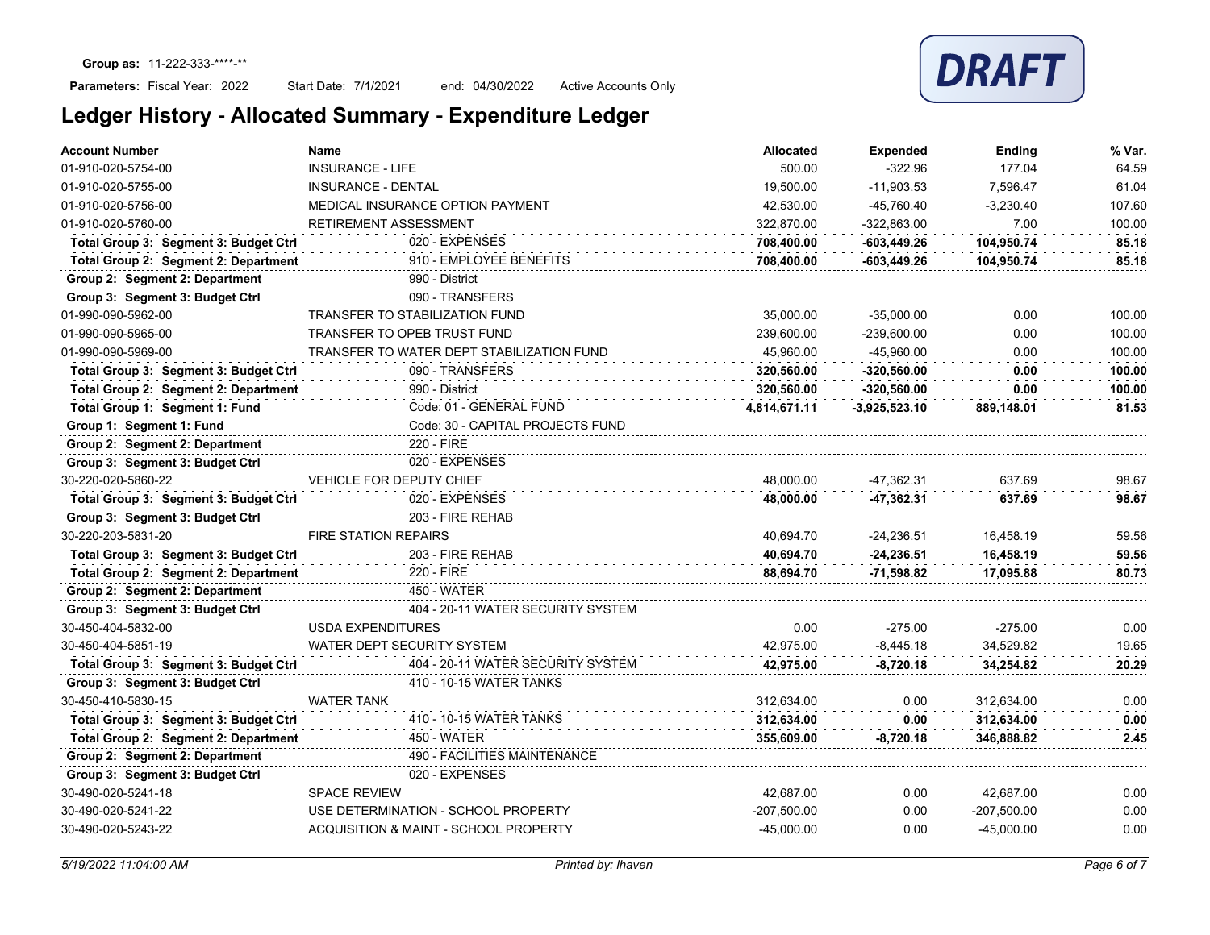**Group as:** 11-222-333-****-**

**Parameters:** Fiscal Year: 2022 Start Date: 7/1/2021 end: 04/30/2022 Active Accounts Only

DRAFT

# Ledger History - Allocated Summary - Expenditure Ledger

| Account Number | Name | Allocated | Expended | Ending | % Var. |
|---|---|---|---|---|---|
| 01-910-020-5754-00 | INSURANCE - LIFE | 500.00 | -322.96 | 177.04 | 64.59 |
| 01-910-020-5755-00 | INSURANCE - DENTAL | 19,500.00 | -11,903.53 | 7,596.47 | 61.04 |
| 01-910-020-5756-00 | MEDICAL INSURANCE OPTION PAYMENT | 42,530.00 | -45,760.40 | -3,230.40 | 107.60 |
| 01-910-020-5760-00 | RETIREMENT ASSESSMENT | 322,870.00 | -322,863.00 | 7.00 | 100.00 |
| **Total Group 3: Segment 3: Budget Ctrl** | 020 - EXPENSES | **708,400.00** | **-603,449.26** | **104,950.74** | **85.18** |
| **Total Group 2: Segment 2: Department** | 910 - EMPLOYEE BENEFITS | **708,400.00** | **-603,449.26** | **104,950.74** | **85.18** |
| **Group 2: Segment 2: Department** | 990 - District | | | | |
| **Group 3: Segment 3: Budget Ctrl** | 090 - TRANSFERS | | | | |
| 01-990-090-5962-00 | TRANSFER TO STABILIZATION FUND | 35,000.00 | -35,000.00 | 0.00 | 100.00 |
| 01-990-090-5965-00 | TRANSFER TO OPEB TRUST FUND | 239,600.00 | -239,600.00 | 0.00 | 100.00 |
| 01-990-090-5969-00 | TRANSFER TO WATER DEPT STABILIZATION FUND | 45,960.00 | -45,960.00 | 0.00 | 100.00 |
| **Total Group 3: Segment 3: Budget Ctrl** | 090 - TRANSFERS | **320,560.00** | **-320,560.00** | **0.00** | **100.00** |
| **Total Group 2: Segment 2: Department** | 990 - District | **320,560.00** | **-320,560.00** | **0.00** | **100.00** |
| **Total Group 1: Segment 1: Fund** | Code: 01 - GENERAL FUND | **4,814,671.11** | **-3,925,523.10** | **889,148.01** | **81.53** |
| **Group 1: Segment 1: Fund** | Code: 30 - CAPITAL PROJECTS FUND | | | | |
| **Group 2: Segment 2: Department** | 220 - FIRE | | | | |
| **Group 3: Segment 3: Budget Ctrl** | 020 - EXPENSES | | | | |
| 30-220-020-5860-22 | VEHICLE FOR DEPUTY CHIEF | 48,000.00 | -47,362.31 | 637.69 | 98.67 |
| **Total Group 3: Segment 3: Budget Ctrl** | 020 - EXPENSES | **48,000.00** | **-47,362.31** | **637.69** | **98.67** |
| **Group 3: Segment 3: Budget Ctrl** | 203 - FIRE REHAB | | | | |
| 30-220-203-5831-20 | FIRE STATION REPAIRS | 40,694.70 | -24,236.51 | 16,458.19 | 59.56 |
| **Total Group 3: Segment 3: Budget Ctrl** | 203 - FIRE REHAB | **40,694.70** | **-24,236.51** | **16,458.19** | **59.56** |
| **Total Group 2: Segment 2: Department** | 220 - FIRE | **88,694.70** | **-71,598.82** | **17,095.88** | **80.73** |
| **Group 2: Segment 2: Department** | 450 - WATER | | | | |
| **Group 3: Segment 3: Budget Ctrl** | 404 - 20-11 WATER SECURITY SYSTEM | | | | |
| 30-450-404-5832-00 | USDA EXPENDITURES | 0.00 | -275.00 | -275.00 | 0.00 |
| 30-450-404-5851-19 | WATER DEPT SECURITY SYSTEM | 42,975.00 | -8,445.18 | 34,529.82 | 19.65 |
| **Total Group 3: Segment 3: Budget Ctrl** | 404 - 20-11 WATER SECURITY SYSTEM | **42,975.00** | **-8,720.18** | **34,254.82** | **20.29** |
| **Group 3: Segment 3: Budget Ctrl** | 410 - 10-15 WATER TANKS | | | | |
| 30-450-410-5830-15 | WATER TANK | 312,634.00 | 0.00 | 312,634.00 | 0.00 |
| **Total Group 3: Segment 3: Budget Ctrl** | 410 - 10-15 WATER TANKS | **312,634.00** | **0.00** | **312,634.00** | **0.00** |
| **Total Group 2: Segment 2: Department** | 450 - WATER | **355,609.00** | **-8,720.18** | **346,888.82** | **2.45** |
| **Group 2: Segment 2: Department** | 490 - FACILITIES MAINTENANCE | | | | |
| **Group 3: Segment 3: Budget Ctrl** | 020 - EXPENSES | | | | |
| 30-490-020-5241-18 | SPACE REVIEW | 42,687.00 | 0.00 | 42,687.00 | 0.00 |
| 30-490-020-5241-22 | USE DETERMINATION - SCHOOL PROPERTY | -207,500.00 | 0.00 | -207,500.00 | 0.00 |
| 30-490-020-5243-22 | ACQUISITION & MAINT - SCHOOL PROPERTY | -45,000.00 | 0.00 | -45,000.00 | 0.00 |

*5/19/2022 11:04:00 AM* *Printed by: lhaven*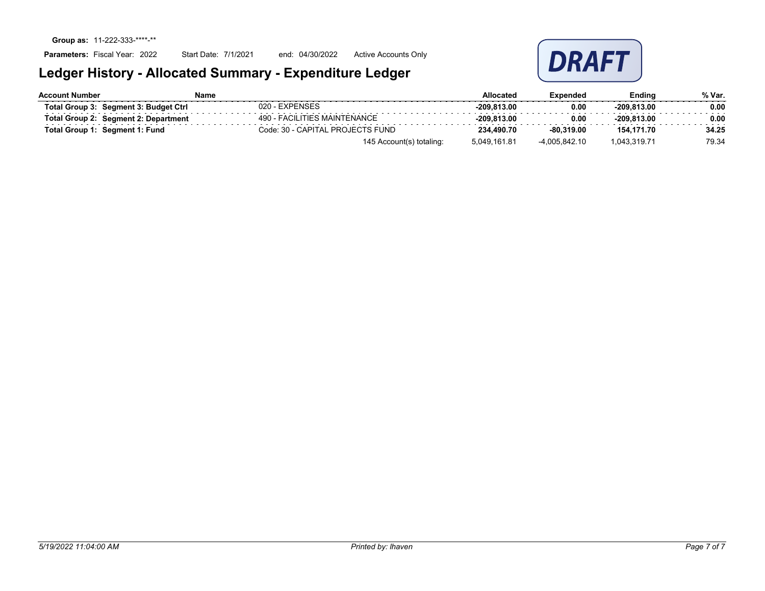**Group as:** 11-222-333-****-**

**Parameters:** Fiscal Year: 2022 Start Date: 7/1/2021 end: 04/30/2022 Active Accounts Only

# Ledger History - Allocated Summary - Expenditure Ledger

DRAFT

| Account Number | Name | Allocated | Expended | Ending | % Var. |
|---|---|---|---|---|---|
| **Total Group 3: Segment 3: Budget Ctrl** | 020 - EXPENSES | **-209,813.00** | **0.00** | **-209,813.00** | **0.00** |
| **Total Group 2: Segment 2: Department** | 490 - FACILITIES MAINTENANCE | **-209,813.00** | **0.00** | **-209,813.00** | **0.00** |
| **Total Group 1: Segment 1: Fund** | Code: 30 - CAPITAL PROJECTS FUND | **234,490.70** | **-80,319.00** | **154,171.70** | **34.25** |
| | 145 Account(s) totaling: | 5,049,161.81 | -4,005,842.10 | 1,043,319.71 | 79.34 |

*5/19/2022 11:04:00 AM* *Printed by: lhaven*